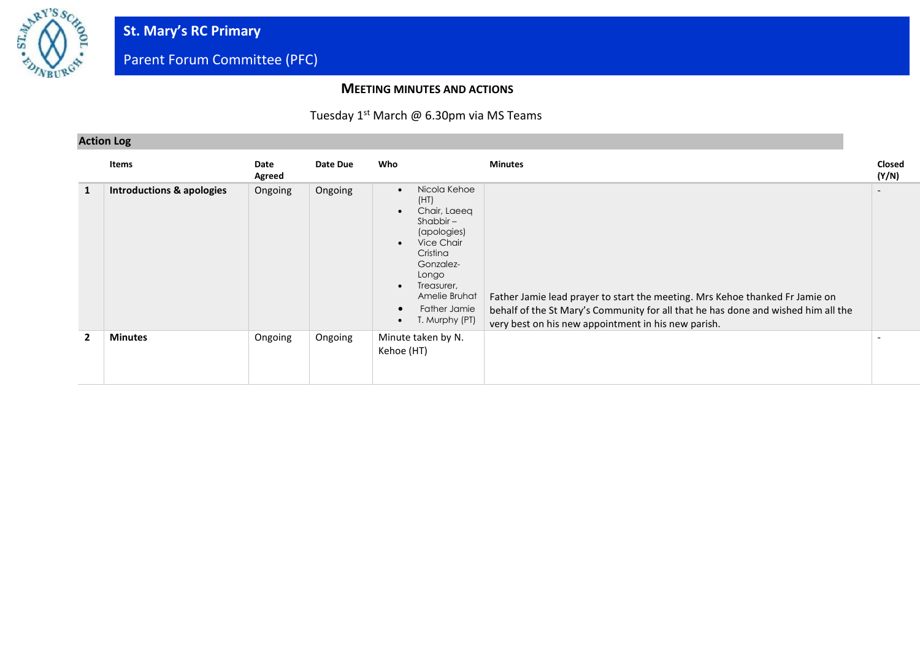# St. Mary's RC Primary

## Parent Forum Committee (PFC)

### Meeting Minutes and Actions

Tuesday 1st March @ 6.30pm via MS Teams

**Action Log**

| | Items | Date Agreed | Date Due | Who | Minutes | Closed (Y/N) |
|---|---|---|---|---|---|---|
| **1** | **Introductions & apologies** | Ongoing | Ongoing | • Nicola Kehoe (HT)<br>• Chair, Laeeq Shabbir – (apologies)<br>• Vice Chair Cristina Gonzalez-Longo<br>• Treasurer, Amelie Bruhat<br>• Father Jamie<br>• T. Murphy (PT) | Father Jamie lead prayer to start the meeting. Mrs Kehoe thanked Fr Jamie on behalf of the St Mary's Community for all that he has done and wished him all the very best on his new appointment in his new parish. | - |
| **2** | **Minutes** | Ongoing | Ongoing | Minute taken by N. Kehoe (HT) | | - |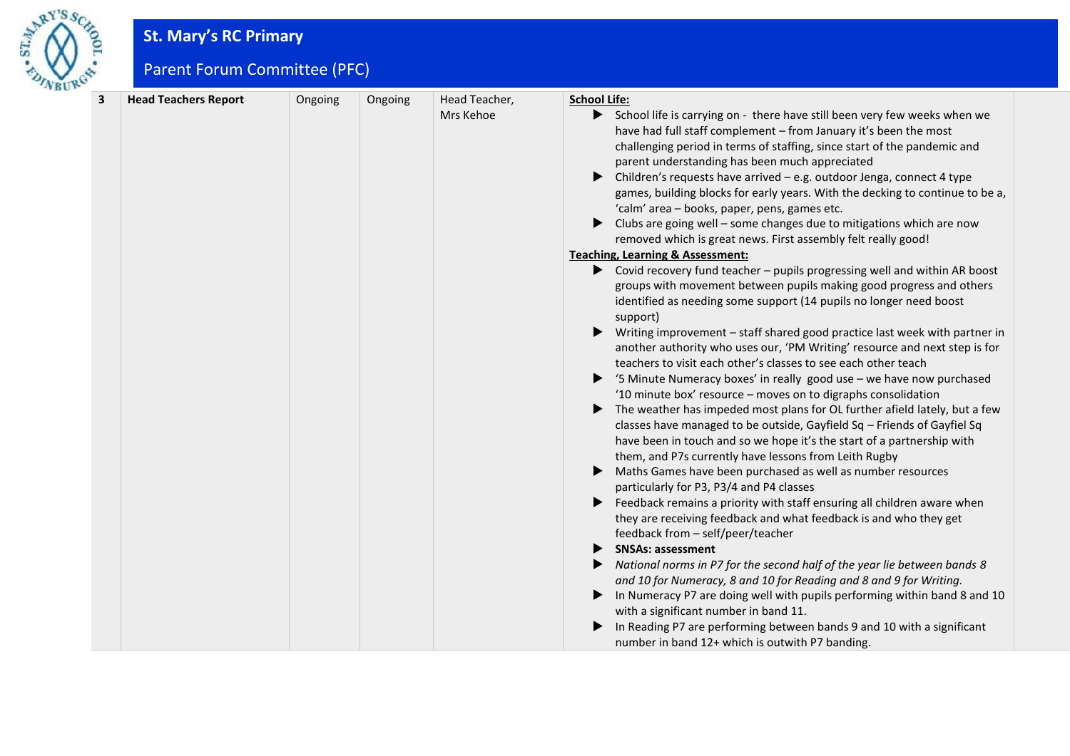| 3 | **Head Teachers Report** | Ongoing | Ongoing | Head Teacher, Mrs Kehoe | **School Life:**<br>▶ School life is carrying on - there have still been very few weeks when we have had full staff complement – from January it's been the most challenging period in terms of staffing, since start of the pandemic and parent understanding has been much appreciated<br>▶ Children's requests have arrived – e.g. outdoor Jenga, connect 4 type games, building blocks for early years. With the decking to continue to be a, 'calm' area – books, paper, pens, games etc.<br>▶ Clubs are going well – some changes due to mitigations which are now removed which is great news. First assembly felt really good!<br>**Teaching, Learning & Assessment:**<br>▶ Covid recovery fund teacher – pupils progressing well and within AR boost groups with movement between pupils making good progress and others identified as needing some support (14 pupils no longer need boost support)<br>▶ Writing improvement – staff shared good practice last week with partner in another authority who uses our, 'PM Writing' resource and next step is for teachers to visit each other's classes to see each other teach<br>▶ '5 Minute Numeracy boxes' in really good use – we have now purchased '10 minute box' resource – moves on to digraphs consolidation<br>▶ The weather has impeded most plans for OL further afield lately, but a few classes have managed to be outside, Gayfield Sq – Friends of Gayfiel Sq have been in touch and so we hope it's the start of a partnership with them, and P7s currently have lessons from Leith Rugby<br>▶ Maths Games have been purchased as well as number resources particularly for P3, P3/4 and P4 classes<br>▶ Feedback remains a priority with staff ensuring all children aware when they are receiving feedback and what feedback is and who they get feedback from – self/peer/teacher<br>▶ **SNSAs: assessment**<br>▶ *National norms in P7 for the second half of the year lie between bands 8 and 10 for Numeracy, 8 and 10 for Reading and 8 and 9 for Writing.*<br>▶ In Numeracy P7 are doing well with pupils performing within band 8 and 10 with a significant number in band 11.<br>▶ In Reading P7 are performing between bands 9 and 10 with a significant number in band 12+ which is outwith P7 banding. | |
|---|---|---|---|---|---|---|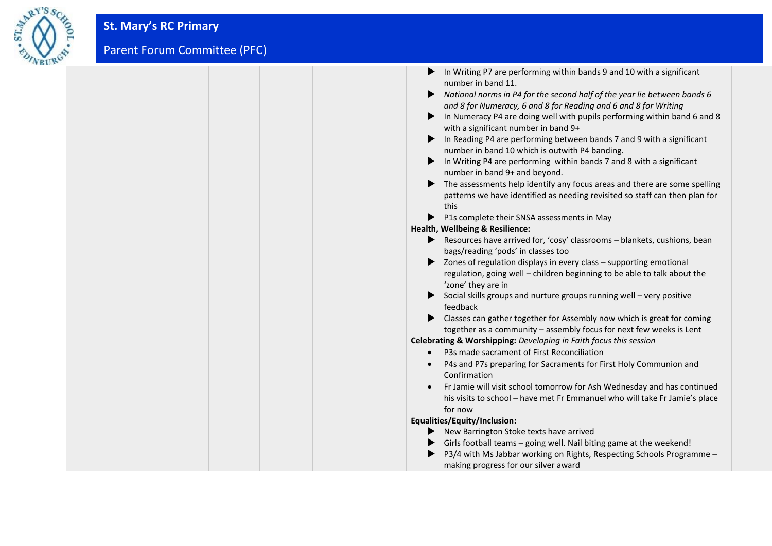- In Writing P7 are performing within bands 9 and 10 with a significant number in band 11.
- *National norms in P4 for the second half of the year lie between bands 6 and 8 for Numeracy, 6 and 8 for Reading and 6 and 8 for Writing*
- In Numeracy P4 are doing well with pupils performing within band 6 and 8 with a significant number in band 9+
- In Reading P4 are performing between bands 7 and 9 with a significant number in band 10 which is outwith P4 banding.
- In Writing P4 are performing within bands 7 and 8 with a significant number in band 9+ and beyond.
- The assessments help identify any focus areas and there are some spelling patterns we have identified as needing revisited so staff can then plan for this
- P1s complete their SNSA assessments in May

**Health, Wellbeing & Resilience:**

- Resources have arrived for, 'cosy' classrooms – blankets, cushions, bean bags/reading 'pods' in classes too
- Zones of regulation displays in every class – supporting emotional regulation, going well – children beginning to be able to talk about the 'zone' they are in
- Social skills groups and nurture groups running well – very positive feedback
- Classes can gather together for Assembly now which is great for coming together as a community – assembly focus for next few weeks is Lent

**Celebrating & Worshipping:** *Developing in Faith focus this session*

- P3s made sacrament of First Reconciliation
- P4s and P7s preparing for Sacraments for First Holy Communion and Confirmation
- Fr Jamie will visit school tomorrow for Ash Wednesday and has continued his visits to school – have met Fr Emmanuel who will take Fr Jamie's place for now

**Equalities/Equity/Inclusion:**

- New Barrington Stoke texts have arrived
- Girls football teams – going well. Nail biting game at the weekend!
- P3/4 with Ms Jabbar working on Rights, Respecting Schools Programme – making progress for our silver award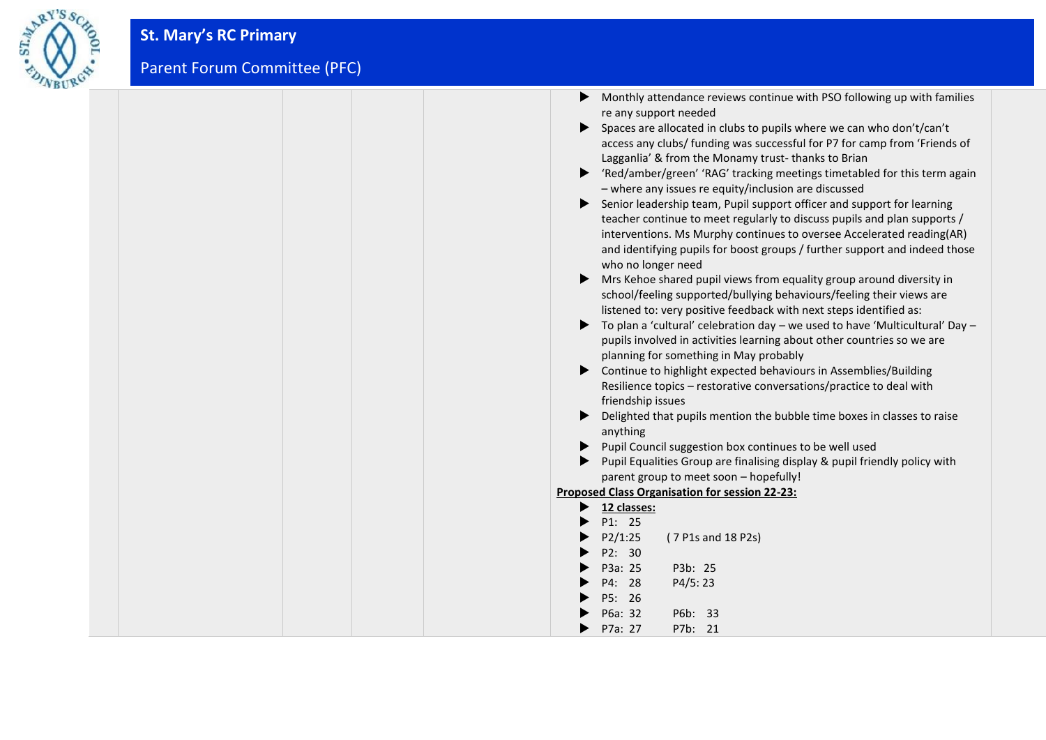- Monthly attendance reviews continue with PSO following up with families re any support needed
- Spaces are allocated in clubs to pupils where we can who don't/can't access any clubs/ funding was successful for P7 for camp from 'Friends of Lagganlia' & from the Monamy trust- thanks to Brian
- 'Red/amber/green' 'RAG' tracking meetings timetabled for this term again – where any issues re equity/inclusion are discussed
- Senior leadership team, Pupil support officer and support for learning teacher continue to meet regularly to discuss pupils and plan supports / interventions. Ms Murphy continues to oversee Accelerated reading(AR) and identifying pupils for boost groups / further support and indeed those who no longer need
- Mrs Kehoe shared pupil views from equality group around diversity in school/feeling supported/bullying behaviours/feeling their views are listened to: very positive feedback with next steps identified as:
- To plan a 'cultural' celebration day – we used to have 'Multicultural' Day – pupils involved in activities learning about other countries so we are planning for something in May probably
- Continue to highlight expected behaviours in Assemblies/Building Resilience topics – restorative conversations/practice to deal with friendship issues
- Delighted that pupils mention the bubble time boxes in classes to raise anything
- Pupil Council suggestion box continues to be well used
- Pupil Equalities Group are finalising display & pupil friendly policy with parent group to meet soon – hopefully!

**Proposed Class Organisation for session 22-23:**

- **12 classes:**
- P1: 25
- P2/1:25 ( 7 P1s and 18 P2s)
- P2: 30
- P3a: 25 P3b: 25
- P4: 28 P4/5: 23
- P5: 26
- P6a: 32 P6b: 33
- P7a: 27 P7b: 21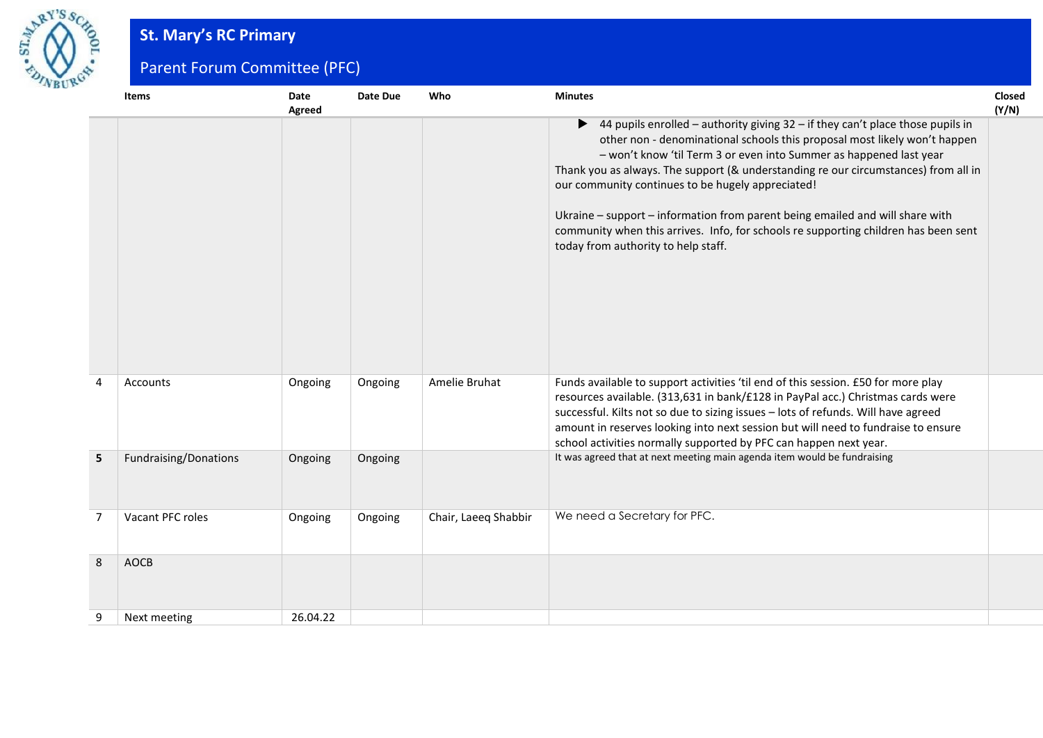## St. Mary's RC Primary

### Parent Forum Committee (PFC)

| | Items | Date Agreed | Date Due | Who | Minutes | Closed (Y/N) |
|---|---|---|---|---|---|---|
| | | | | | ▶ 44 pupils enrolled – authority giving 32 – if they can't place those pupils in other non - denominational schools this proposal most likely won't happen – won't know 'til Term 3 or even into Summer as happened last year<br>Thank you as always. The support (& understanding re our circumstances) from all in our community continues to be hugely appreciated!<br><br>Ukraine – support – information from parent being emailed and will share with community when this arrives. Info, for schools re supporting children has been sent today from authority to help staff. | |
| 4 | Accounts | Ongoing | Ongoing | Amelie Bruhat | Funds available to support activities 'til end of this session. £50 for more play resources available. (313,631 in bank/£128 in PayPal acc.) Christmas cards were successful. Kilts not so due to sizing issues – lots of refunds. Will have agreed amount in reserves looking into next session but will need to fundraise to ensure school activities normally supported by PFC can happen next year. | |
| **5** | Fundraising/Donations | Ongoing | Ongoing | | It was agreed that at next meeting main agenda item would be fundraising | |
| 7 | Vacant PFC roles | Ongoing | Ongoing | Chair, Laeeq Shabbir | We need a Secretary for PFC. | |
| 8 | AOCB | | | | | |
| 9 | Next meeting | 26.04.22 | | | | |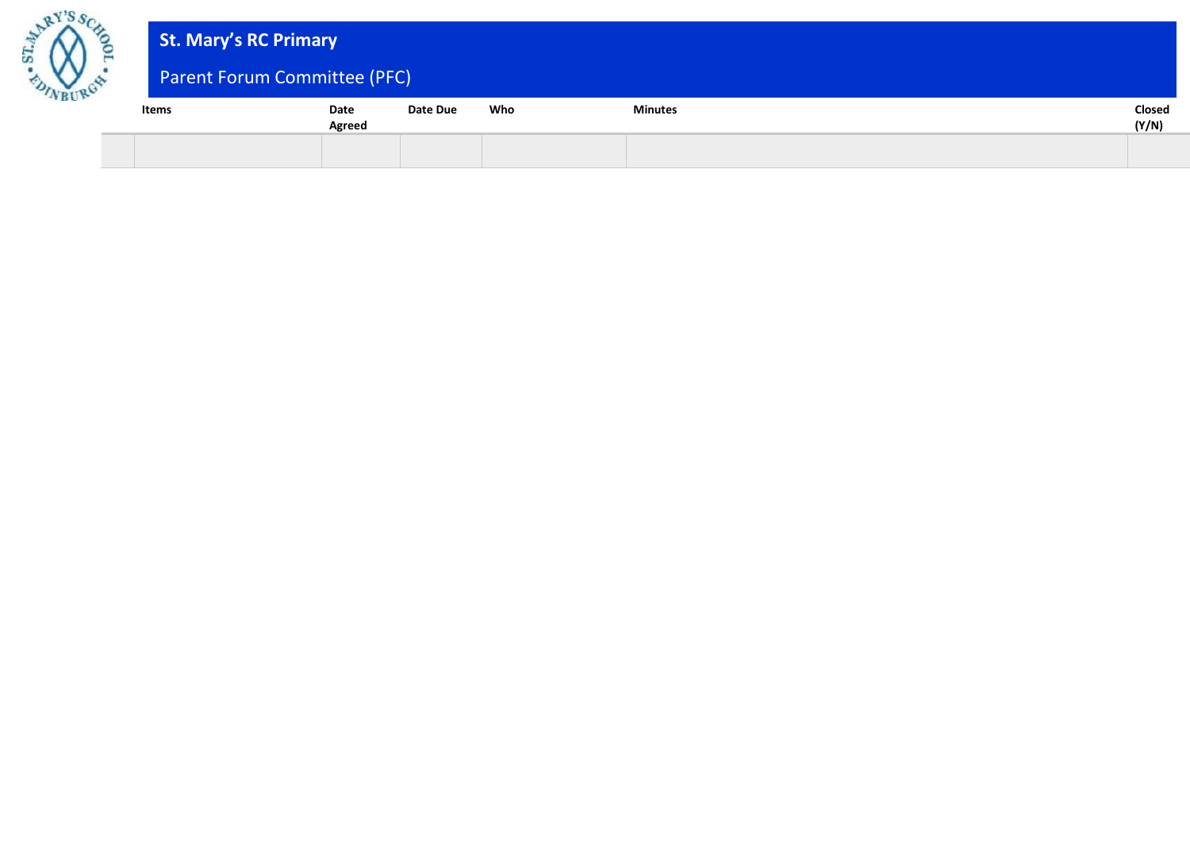**St. Mary's RC Primary**

Parent Forum Committee (PFC)

| | Items | Date Agreed | Date Due | Who | Minutes | Closed (Y/N) |
|---|---|---|---|---|---|---|
| | | | | | | |